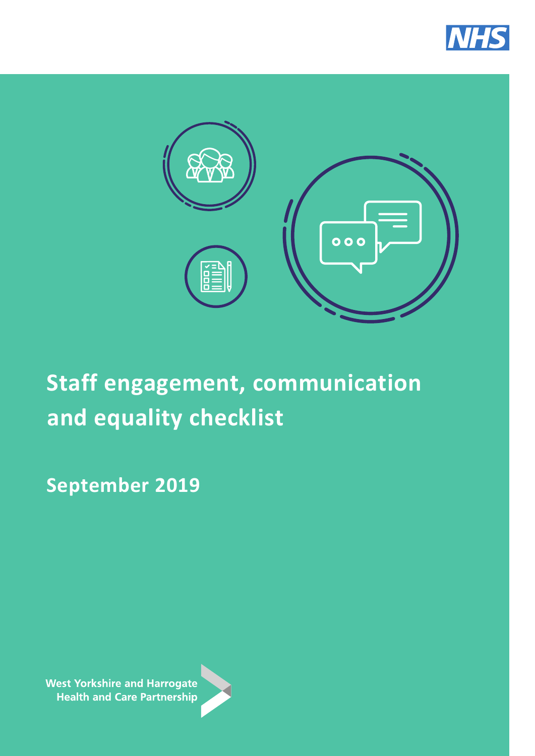NHS

# Staff engagement, communication and equality checklist

**September 2019**

West Yorkshire and Harrogate
Health and Care Partnership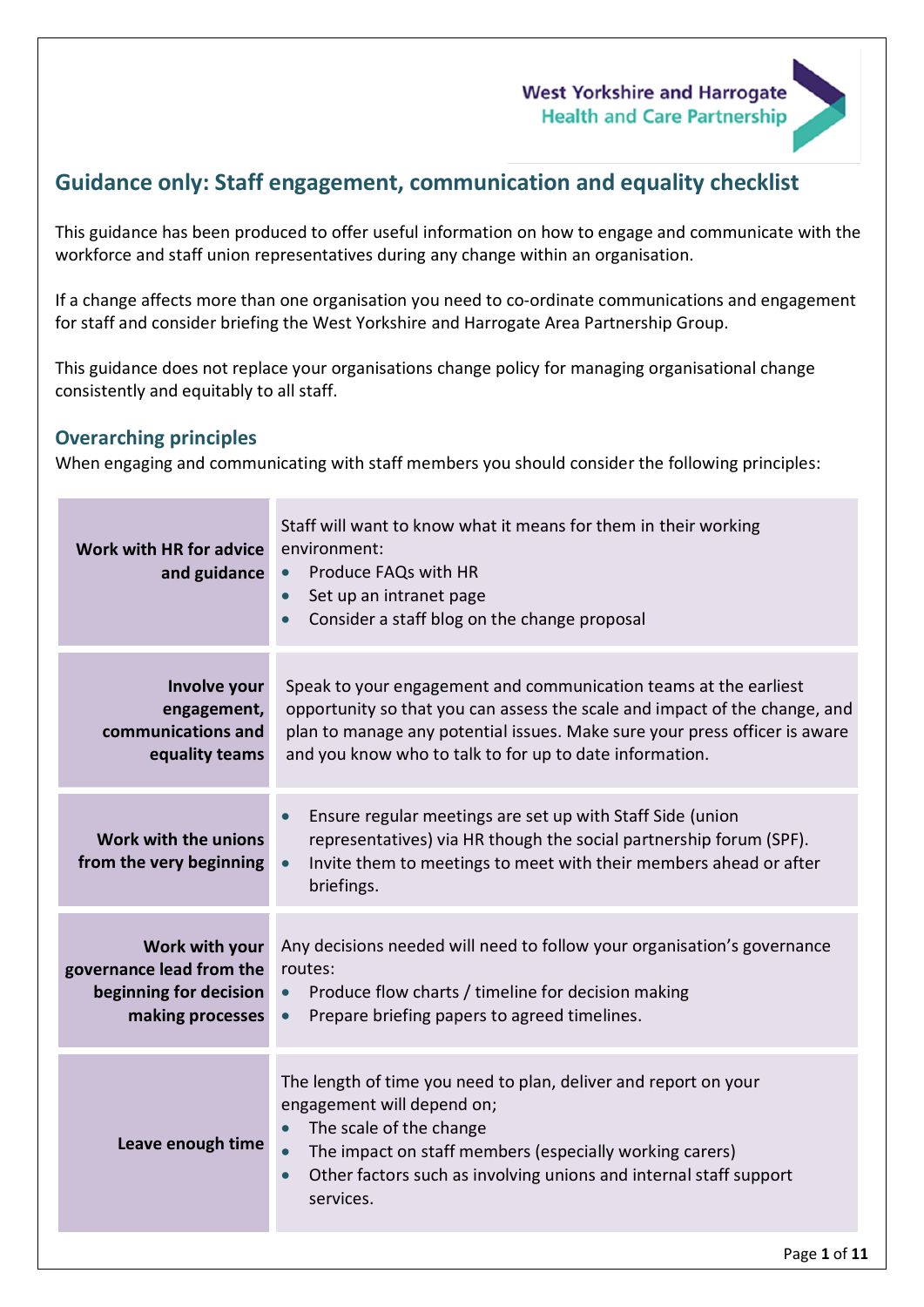West Yorkshire and Harrogate Health and Care Partnership

## Guidance only: Staff engagement, communication and equality checklist

This guidance has been produced to offer useful information on how to engage and communicate with the workforce and staff union representatives during any change within an organisation.

If a change affects more than one organisation you need to co-ordinate communications and engagement for staff and consider briefing the West Yorkshire and Harrogate Area Partnership Group.

This guidance does not replace your organisations change policy for managing organisational change consistently and equitably to all staff.

### Overarching principles

When engaging and communicating with staff members you should consider the following principles:

| | |
|---|---|
| **Work with HR for advice and guidance** | Staff will want to know what it means for them in their working environment:<br>• Produce FAQs with HR<br>• Set up an intranet page<br>• Consider a staff blog on the change proposal |
| **Involve your engagement, communications and equality teams** | Speak to your engagement and communication teams at the earliest opportunity so that you can assess the scale and impact of the change, and plan to manage any potential issues. Make sure your press officer is aware and you know who to talk to for up to date information. |
| **Work with the unions from the very beginning** | • Ensure regular meetings are set up with Staff Side (union representatives) via HR though the social partnership forum (SPF).<br>• Invite them to meetings to meet with their members ahead or after briefings. |
| **Work with your governance lead from the beginning for decision making processes** | Any decisions needed will need to follow your organisation's governance routes:<br>• Produce flow charts / timeline for decision making<br>• Prepare briefing papers to agreed timelines. |
| **Leave enough time** | The length of time you need to plan, deliver and report on your engagement will depend on;<br>• The scale of the change<br>• The impact on staff members (especially working carers)<br>• Other factors such as involving unions and internal staff support services. |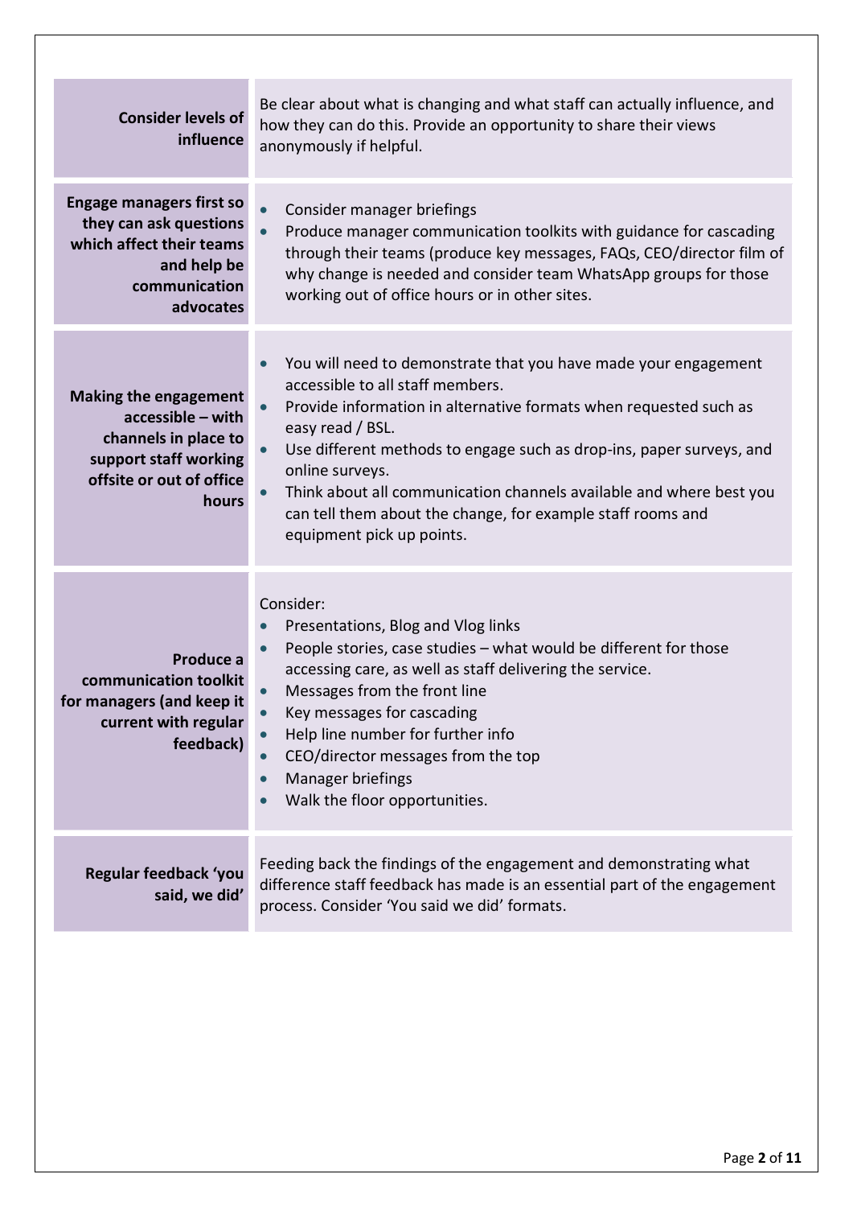| | |
|---|---|
| **Consider levels of influence** | Be clear about what is changing and what staff can actually influence, and how they can do this. Provide an opportunity to share their views anonymously if helpful. |
| **Engage managers first so they can ask questions which affect their teams and help be communication advocates** | • Consider manager briefings<br>• Produce manager communication toolkits with guidance for cascading through their teams (produce key messages, FAQs, CEO/director film of why change is needed and consider team WhatsApp groups for those working out of office hours or in other sites. |
| **Making the engagement accessible – with channels in place to support staff working offsite or out of office hours** | • You will need to demonstrate that you have made your engagement accessible to all staff members.<br>• Provide information in alternative formats when requested such as easy read / BSL.<br>• Use different methods to engage such as drop-ins, paper surveys, and online surveys.<br>• Think about all communication channels available and where best you can tell them about the change, for example staff rooms and equipment pick up points. |
| **Produce a communication toolkit for managers (and keep it current with regular feedback)** | Consider:<br>• Presentations, Blog and Vlog links<br>• People stories, case studies – what would be different for those accessing care, as well as staff delivering the service.<br>• Messages from the front line<br>• Key messages for cascading<br>• Help line number for further info<br>• CEO/director messages from the top<br>• Manager briefings<br>• Walk the floor opportunities. |
| **Regular feedback 'you said, we did'** | Feeding back the findings of the engagement and demonstrating what difference staff feedback has made is an essential part of the engagement process. Consider 'You said we did' formats. |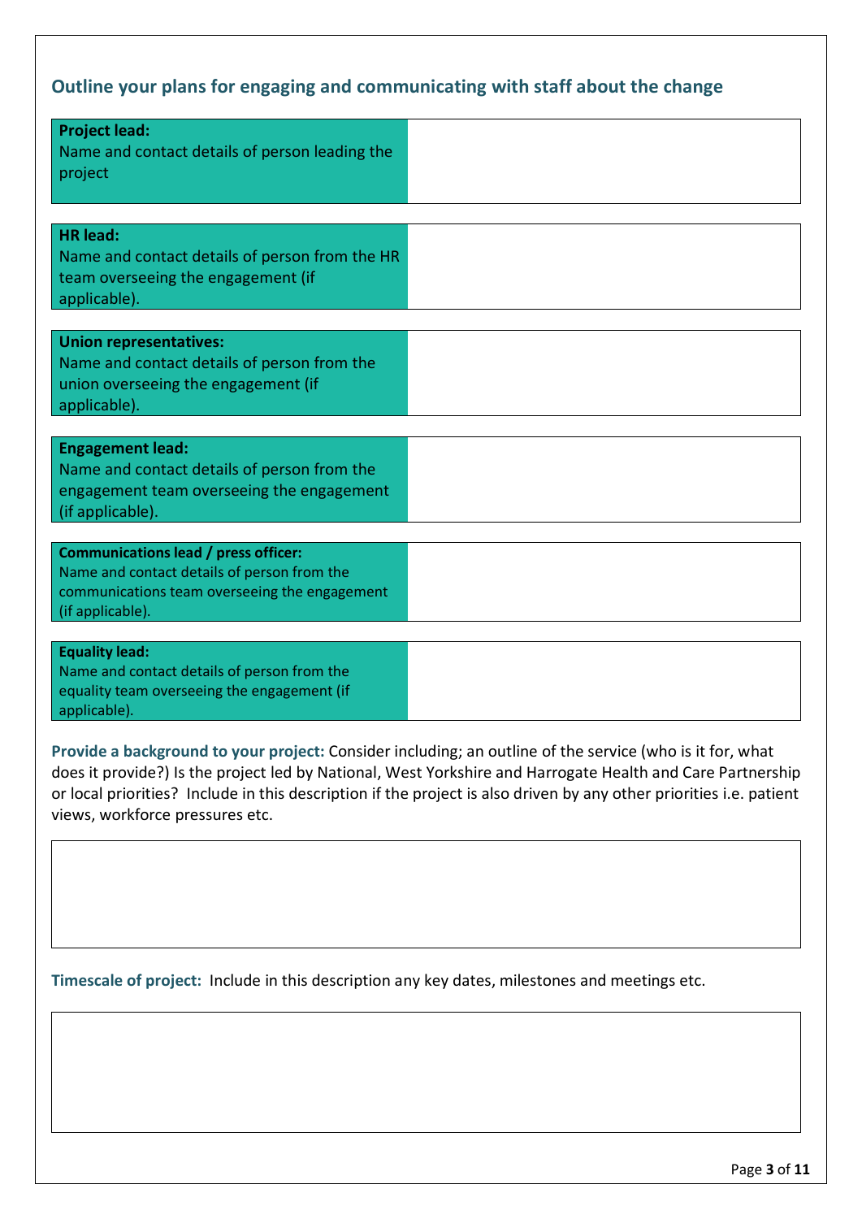## Outline your plans for engaging and communicating with staff about the change

| | |
|---|---|
| **Project lead:** Name and contact details of person leading the project | |

| | |
|---|---|
| **HR lead:** Name and contact details of person from the HR team overseeing the engagement (if applicable). | |

| | |
|---|---|
| **Union representatives:** Name and contact details of person from the union overseeing the engagement (if applicable). | |

| | |
|---|---|
| **Engagement lead:** Name and contact details of person from the engagement team overseeing the engagement (if applicable). | |

| | |
|---|---|
| **Communications lead / press officer:** Name and contact details of person from the communications team overseeing the engagement (if applicable). | |

| | |
|---|---|
| **Equality lead:** Name and contact details of person from the equality team overseeing the engagement (if applicable). | |

**Provide a background to your project:** Consider including; an outline of the service (who is it for, what does it provide?) Is the project led by National, West Yorkshire and Harrogate Health and Care Partnership or local priorities? Include in this description if the project is also driven by any other priorities i.e. patient views, workforce pressures etc.

| |
|---|
| |

**Timescale of project:** Include in this description any key dates, milestones and meetings etc.

| |
|---|
| |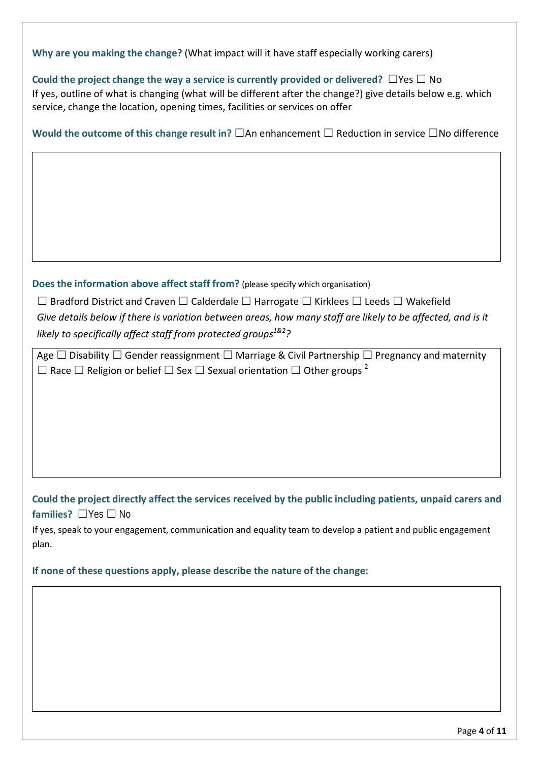**Why are you making the change?** (What impact will it have staff especially working carers)

**Could the project change the way a service is currently provided or delivered?** ☐Yes ☐ No
If yes, outline of what is changing (what will be different after the change?) give details below e.g. which service, change the location, opening times, facilities or services on offer

**Would the outcome of this change result in?** ☐An enhancement ☐ Reduction in service ☐No difference

| |
|---|
| |

**Does the information above affect staff from?** (please specify which organisation)

☐ Bradford District and Craven ☐ Calderdale ☐ Harrogate ☐ Kirklees ☐ Leeds ☐ Wakefield

*Give details below if there is variation between areas, how many staff are likely to be affected, and is it likely to specifically affect staff from protected groups[1&2]?*

| Age ☐ Disability ☐ Gender reassignment ☐ Marriage & Civil Partnership ☐ Pregnancy and maternity ☐ Race ☐ Religion or belief ☐ Sex ☐ Sexual orientation ☐ Other groups [2] |
|---|
| |

**Could the project directly affect the services received by the public including patients, unpaid carers and families?** ☐Yes ☐ No

If yes, speak to your engagement, communication and equality team to develop a patient and public engagement plan.

**If none of these questions apply, please describe the nature of the change:**

| |
|---|
| |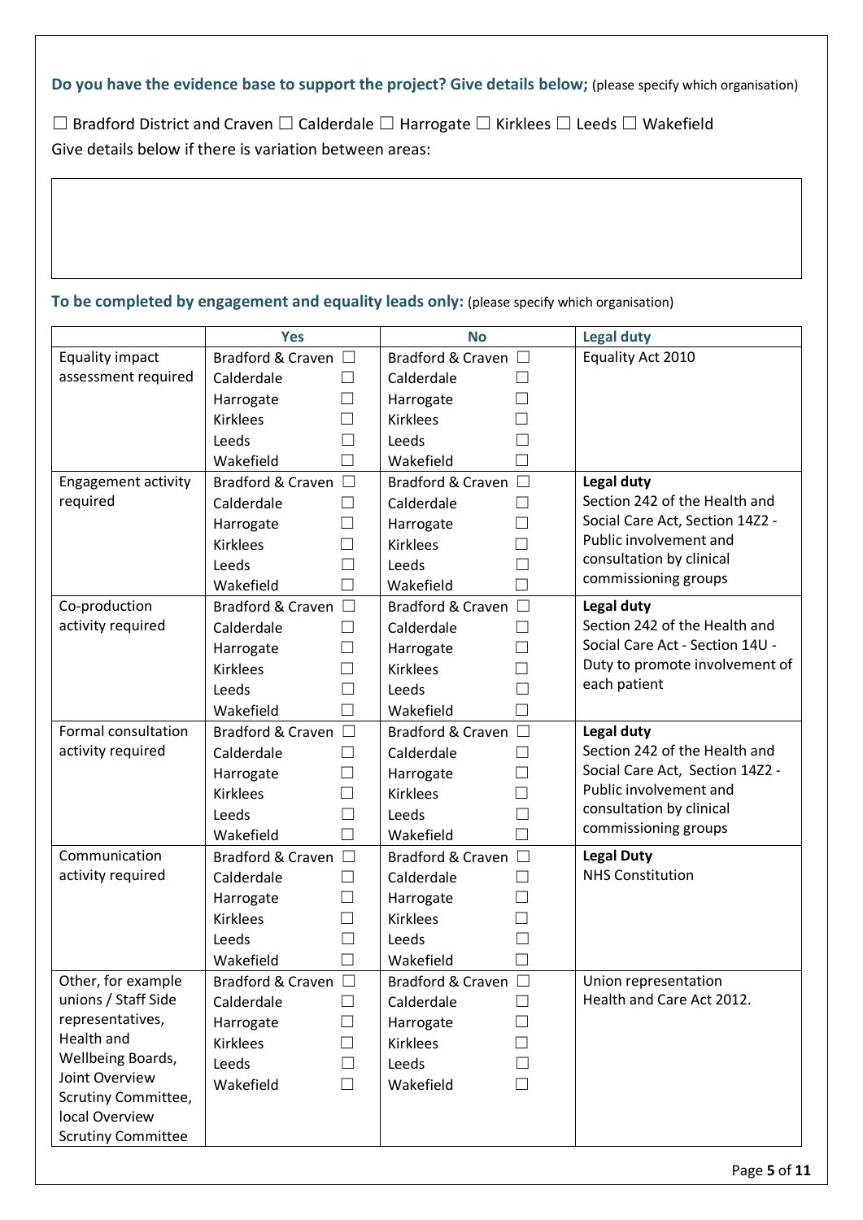**Do you have the evidence base to support the project? Give details below;** (please specify which organisation)

☐ Bradford District and Craven ☐ Calderdale ☐ Harrogate ☐ Kirklees ☐ Leeds ☐ Wakefield

Give details below if there is variation between areas:

| |
|---|
| |

**To be completed by engagement and equality leads only:** (please specify which organisation)

| | Yes | No | Legal duty |
|---|---|---|---|
| Equality impact assessment required | Bradford & Craven ☐<br>Calderdale ☐<br>Harrogate ☐<br>Kirklees ☐<br>Leeds ☐<br>Wakefield ☐ | Bradford & Craven ☐<br>Calderdale ☐<br>Harrogate ☐<br>Kirklees ☐<br>Leeds ☐<br>Wakefield ☐ | Equality Act 2010 |
| Engagement activity required | Bradford & Craven ☐<br>Calderdale ☐<br>Harrogate ☐<br>Kirklees ☐<br>Leeds ☐<br>Wakefield ☐ | Bradford & Craven ☐<br>Calderdale ☐<br>Harrogate ☐<br>Kirklees ☐<br>Leeds ☐<br>Wakefield ☐ | **Legal duty**<br>Section 242 of the Health and Social Care Act, Section 14Z2 - Public involvement and consultation by clinical commissioning groups |
| Co-production activity required | Bradford & Craven ☐<br>Calderdale ☐<br>Harrogate ☐<br>Kirklees ☐<br>Leeds ☐<br>Wakefield ☐ | Bradford & Craven ☐<br>Calderdale ☐<br>Harrogate ☐<br>Kirklees ☐<br>Leeds ☐<br>Wakefield ☐ | **Legal duty**<br>Section 242 of the Health and Social Care Act - Section 14U - Duty to promote involvement of each patient |
| Formal consultation activity required | Bradford & Craven ☐<br>Calderdale ☐<br>Harrogate ☐<br>Kirklees ☐<br>Leeds ☐<br>Wakefield ☐ | Bradford & Craven ☐<br>Calderdale ☐<br>Harrogate ☐<br>Kirklees ☐<br>Leeds ☐<br>Wakefield ☐ | **Legal duty**<br>Section 242 of the Health and Social Care Act, Section 14Z2 - Public involvement and consultation by clinical commissioning groups |
| Communication activity required | Bradford & Craven ☐<br>Calderdale ☐<br>Harrogate ☐<br>Kirklees ☐<br>Leeds ☐<br>Wakefield ☐ | Bradford & Craven ☐<br>Calderdale ☐<br>Harrogate ☐<br>Kirklees ☐<br>Leeds ☐<br>Wakefield ☐ | **Legal Duty**<br>NHS Constitution |
| Other, for example unions / Staff Side representatives, Health and Wellbeing Boards, Joint Overview Scrutiny Committee, local Overview Scrutiny Committee | Bradford & Craven ☐<br>Calderdale ☐<br>Harrogate ☐<br>Kirklees ☐<br>Leeds ☐<br>Wakefield ☐ | Bradford & Craven ☐<br>Calderdale ☐<br>Harrogate ☐<br>Kirklees ☐<br>Leeds ☐<br>Wakefield ☐ | Union representation<br>Health and Care Act 2012. |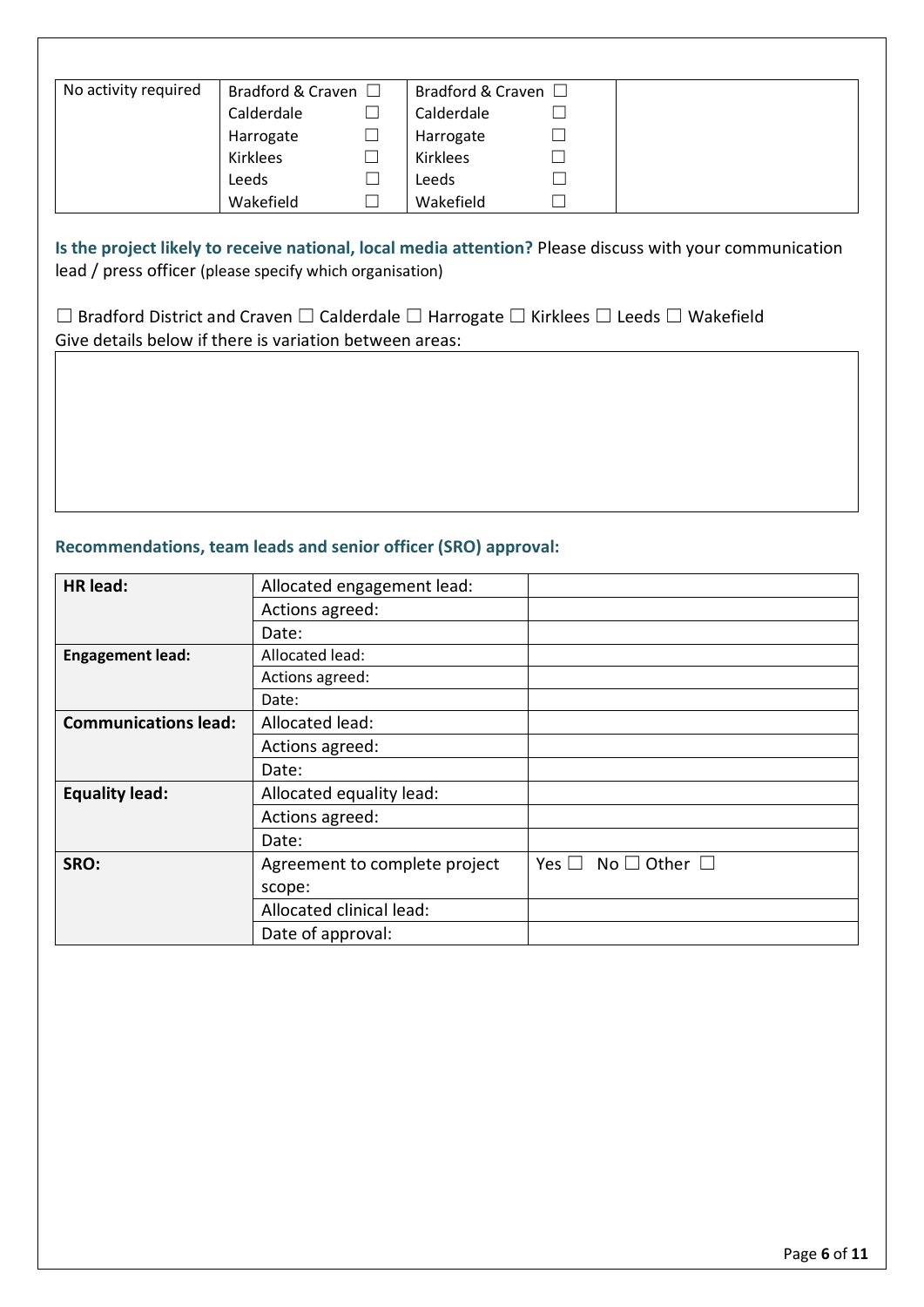| No activity required | Bradford & Craven ☐<br>Calderdale ☐<br>Harrogate ☐<br>Kirklees ☐<br>Leeds ☐<br>Wakefield ☐ | Bradford & Craven ☐<br>Calderdale ☐<br>Harrogate ☐<br>Kirklees ☐<br>Leeds ☐<br>Wakefield ☐ | |
|---|---|---|---|

**Is the project likely to receive national, local media attention?** Please discuss with your communication lead / press officer (please specify which organisation)

☐ Bradford District and Craven ☐ Calderdale ☐ Harrogate ☐ Kirklees ☐ Leeds ☐ Wakefield
Give details below if there is variation between areas:

| |
|---|
| |

**Recommendations, team leads and senior officer (SRO) approval:**

| | | |
|---|---|---|
| **HR lead:** | Allocated engagement lead: | |
| | Actions agreed: | |
| | Date: | |
| **Engagement lead:** | Allocated lead: | |
| | Actions agreed: | |
| | Date: | |
| **Communications lead:** | Allocated lead: | |
| | Actions agreed: | |
| | Date: | |
| **Equality lead:** | Allocated equality lead: | |
| | Actions agreed: | |
| | Date: | |
| **SRO:** | Agreement to complete project scope: | Yes ☐ No ☐ Other ☐ |
| | Allocated clinical lead: | |
| | Date of approval: | |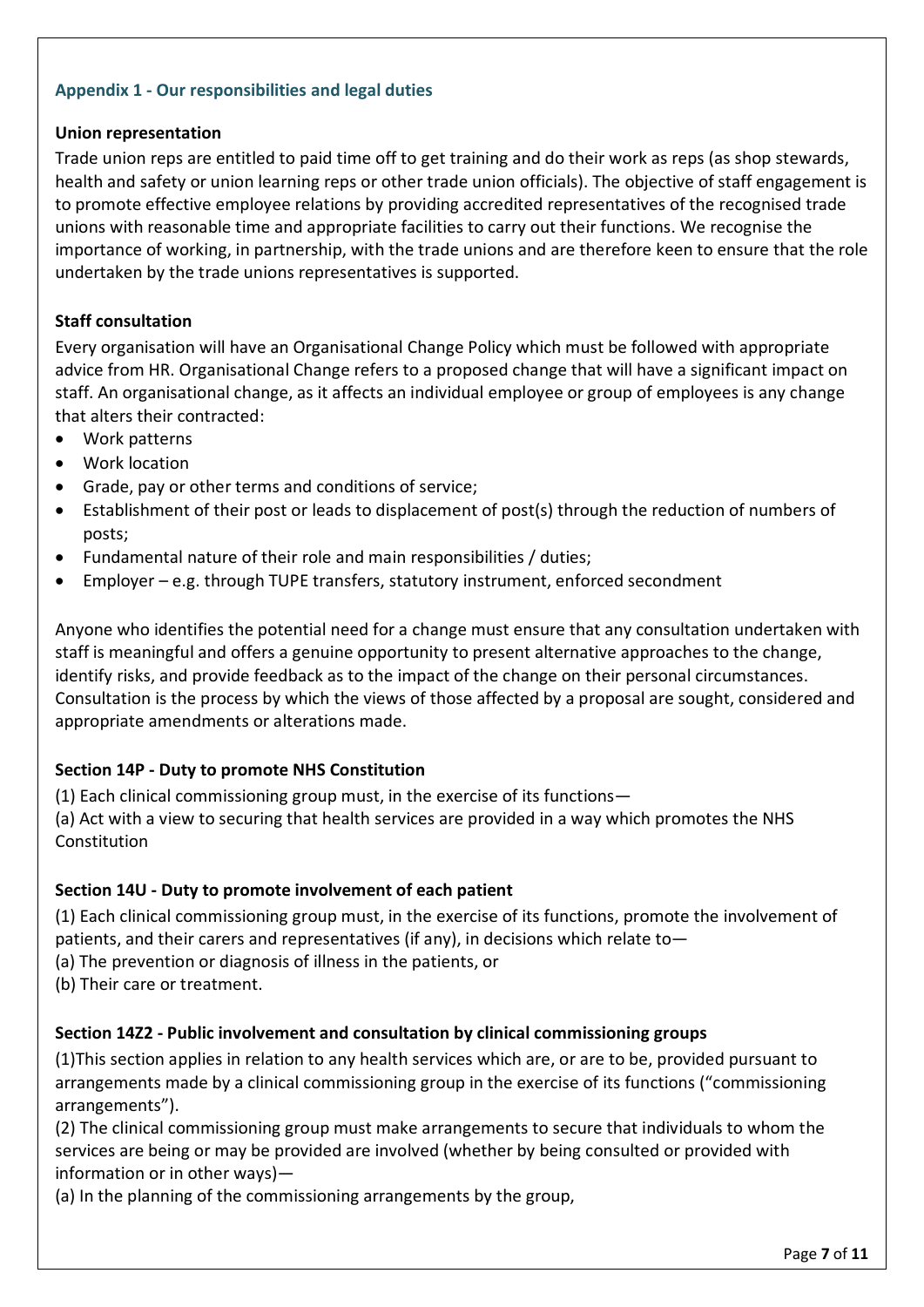### Appendix 1 - Our responsibilities and legal duties

**Union representation**

Trade union reps are entitled to paid time off to get training and do their work as reps (as shop stewards, health and safety or union learning reps or other trade union officials). The objective of staff engagement is to promote effective employee relations by providing accredited representatives of the recognised trade unions with reasonable time and appropriate facilities to carry out their functions. We recognise the importance of working, in partnership, with the trade unions and are therefore keen to ensure that the role undertaken by the trade unions representatives is supported.

**Staff consultation**

Every organisation will have an Organisational Change Policy which must be followed with appropriate advice from HR. Organisational Change refers to a proposed change that will have a significant impact on staff. An organisational change, as it affects an individual employee or group of employees is any change that alters their contracted:

- Work patterns
- Work location
- Grade, pay or other terms and conditions of service;
- Establishment of their post or leads to displacement of post(s) through the reduction of numbers of posts;
- Fundamental nature of their role and main responsibilities / duties;
- Employer – e.g. through TUPE transfers, statutory instrument, enforced secondment

Anyone who identifies the potential need for a change must ensure that any consultation undertaken with staff is meaningful and offers a genuine opportunity to present alternative approaches to the change, identify risks, and provide feedback as to the impact of the change on their personal circumstances. Consultation is the process by which the views of those affected by a proposal are sought, considered and appropriate amendments or alterations made.

**Section 14P - Duty to promote NHS Constitution**

(1) Each clinical commissioning group must, in the exercise of its functions—

(a) Act with a view to securing that health services are provided in a way which promotes the NHS Constitution

**Section 14U - Duty to promote involvement of each patient**

(1) Each clinical commissioning group must, in the exercise of its functions, promote the involvement of patients, and their carers and representatives (if any), in decisions which relate to—

(a) The prevention or diagnosis of illness in the patients, or

(b) Their care or treatment.

**Section 14Z2 - Public involvement and consultation by clinical commissioning groups**

(1)This section applies in relation to any health services which are, or are to be, provided pursuant to arrangements made by a clinical commissioning group in the exercise of its functions ("commissioning arrangements").

(2) The clinical commissioning group must make arrangements to secure that individuals to whom the services are being or may be provided are involved (whether by being consulted or provided with information or in other ways)—

(a) In the planning of the commissioning arrangements by the group,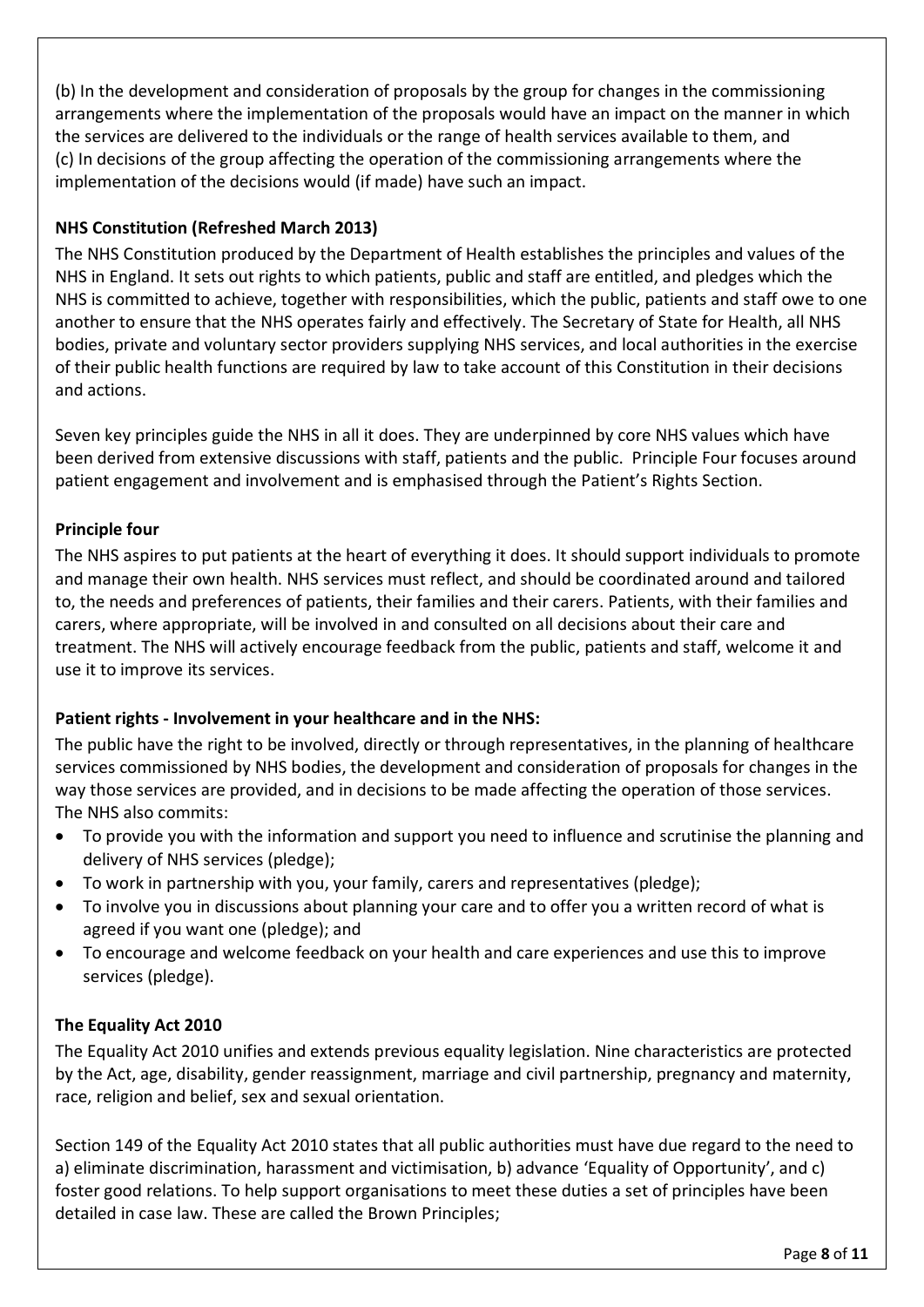(b) In the development and consideration of proposals by the group for changes in the commissioning arrangements where the implementation of the proposals would have an impact on the manner in which the services are delivered to the individuals or the range of health services available to them, and
(c) In decisions of the group affecting the operation of the commissioning arrangements where the implementation of the decisions would (if made) have such an impact.

**NHS Constitution (Refreshed March 2013)**

The NHS Constitution produced by the Department of Health establishes the principles and values of the NHS in England. It sets out rights to which patients, public and staff are entitled, and pledges which the NHS is committed to achieve, together with responsibilities, which the public, patients and staff owe to one another to ensure that the NHS operates fairly and effectively. The Secretary of State for Health, all NHS bodies, private and voluntary sector providers supplying NHS services, and local authorities in the exercise of their public health functions are required by law to take account of this Constitution in their decisions and actions.

Seven key principles guide the NHS in all it does. They are underpinned by core NHS values which have been derived from extensive discussions with staff, patients and the public. Principle Four focuses around patient engagement and involvement and is emphasised through the Patient's Rights Section.

**Principle four**

The NHS aspires to put patients at the heart of everything it does. It should support individuals to promote and manage their own health. NHS services must reflect, and should be coordinated around and tailored to, the needs and preferences of patients, their families and their carers. Patients, with their families and carers, where appropriate, will be involved in and consulted on all decisions about their care and treatment. The NHS will actively encourage feedback from the public, patients and staff, welcome it and use it to improve its services.

**Patient rights - Involvement in your healthcare and in the NHS:**

The public have the right to be involved, directly or through representatives, in the planning of healthcare services commissioned by NHS bodies, the development and consideration of proposals for changes in the way those services are provided, and in decisions to be made affecting the operation of those services. The NHS also commits:

- To provide you with the information and support you need to influence and scrutinise the planning and delivery of NHS services (pledge);
- To work in partnership with you, your family, carers and representatives (pledge);
- To involve you in discussions about planning your care and to offer you a written record of what is agreed if you want one (pledge); and
- To encourage and welcome feedback on your health and care experiences and use this to improve services (pledge).

**The Equality Act 2010**

The Equality Act 2010 unifies and extends previous equality legislation. Nine characteristics are protected by the Act, age, disability, gender reassignment, marriage and civil partnership, pregnancy and maternity, race, religion and belief, sex and sexual orientation.

Section 149 of the Equality Act 2010 states that all public authorities must have due regard to the need to a) eliminate discrimination, harassment and victimisation, b) advance 'Equality of Opportunity', and c) foster good relations. To help support organisations to meet these duties a set of principles have been detailed in case law. These are called the Brown Principles;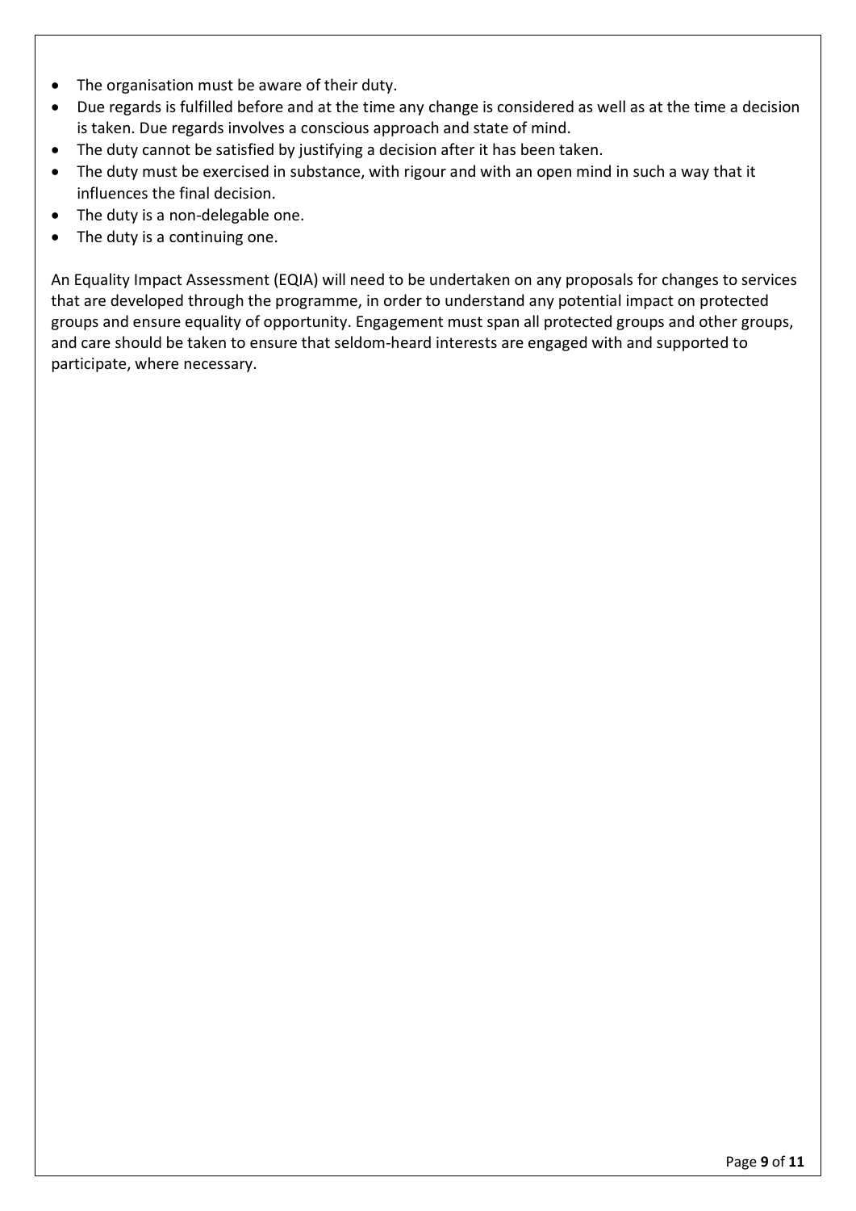- The organisation must be aware of their duty.
- Due regards is fulfilled before and at the time any change is considered as well as at the time a decision is taken. Due regards involves a conscious approach and state of mind.
- The duty cannot be satisfied by justifying a decision after it has been taken.
- The duty must be exercised in substance, with rigour and with an open mind in such a way that it influences the final decision.
- The duty is a non-delegable one.
- The duty is a continuing one.

An Equality Impact Assessment (EQIA) will need to be undertaken on any proposals for changes to services that are developed through the programme, in order to understand any potential impact on protected groups and ensure equality of opportunity. Engagement must span all protected groups and other groups, and care should be taken to ensure that seldom-heard interests are engaged with and supported to participate, where necessary.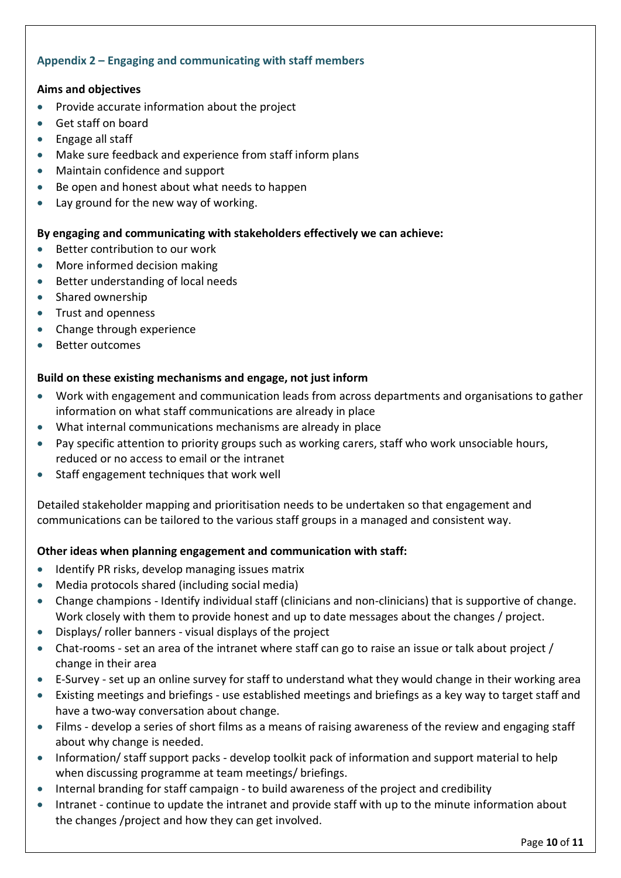## Appendix 2 – Engaging and communicating with staff members

**Aims and objectives**

- Provide accurate information about the project
- Get staff on board
- Engage all staff
- Make sure feedback and experience from staff inform plans
- Maintain confidence and support
- Be open and honest about what needs to happen
- Lay ground for the new way of working.

**By engaging and communicating with stakeholders effectively we can achieve:**

- Better contribution to our work
- More informed decision making
- Better understanding of local needs
- Shared ownership
- Trust and openness
- Change through experience
- Better outcomes

**Build on these existing mechanisms and engage, not just inform**

- Work with engagement and communication leads from across departments and organisations to gather information on what staff communications are already in place
- What internal communications mechanisms are already in place
- Pay specific attention to priority groups such as working carers, staff who work unsociable hours, reduced or no access to email or the intranet
- Staff engagement techniques that work well

Detailed stakeholder mapping and prioritisation needs to be undertaken so that engagement and communications can be tailored to the various staff groups in a managed and consistent way.

**Other ideas when planning engagement and communication with staff:**

- Identify PR risks, develop managing issues matrix
- Media protocols shared (including social media)
- Change champions - Identify individual staff (clinicians and non-clinicians) that is supportive of change. Work closely with them to provide honest and up to date messages about the changes / project.
- Displays/ roller banners - visual displays of the project
- Chat-rooms - set an area of the intranet where staff can go to raise an issue or talk about project / change in their area
- E-Survey - set up an online survey for staff to understand what they would change in their working area
- Existing meetings and briefings - use established meetings and briefings as a key way to target staff and have a two-way conversation about change.
- Films - develop a series of short films as a means of raising awareness of the review and engaging staff about why change is needed.
- Information/ staff support packs - develop toolkit pack of information and support material to help when discussing programme at team meetings/ briefings.
- Internal branding for staff campaign - to build awareness of the project and credibility
- Intranet - continue to update the intranet and provide staff with up to the minute information about the changes /project and how they can get involved.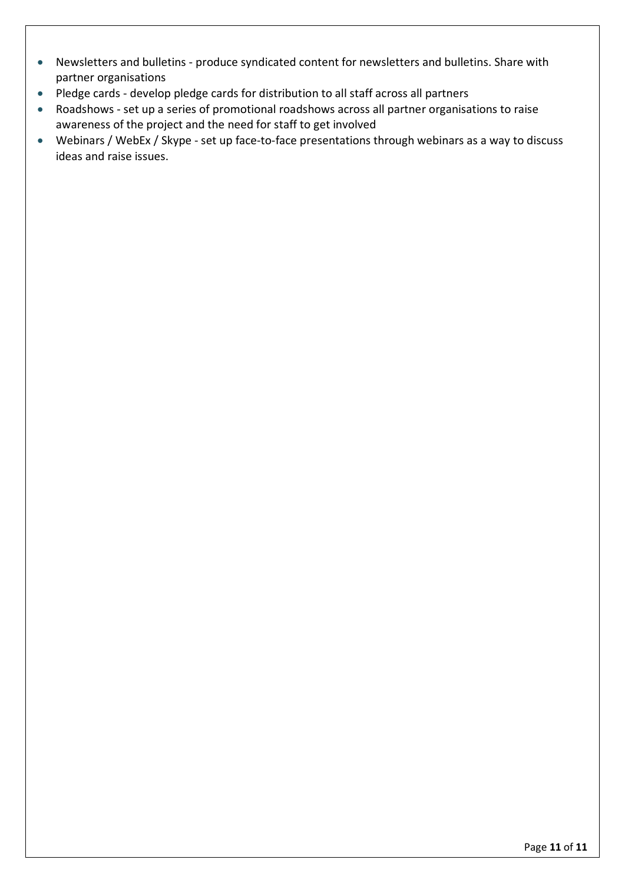- Newsletters and bulletins - produce syndicated content for newsletters and bulletins. Share with partner organisations
- Pledge cards - develop pledge cards for distribution to all staff across all partners
- Roadshows - set up a series of promotional roadshows across all partner organisations to raise awareness of the project and the need for staff to get involved
- Webinars / WebEx / Skype - set up face-to-face presentations through webinars as a way to discuss ideas and raise issues.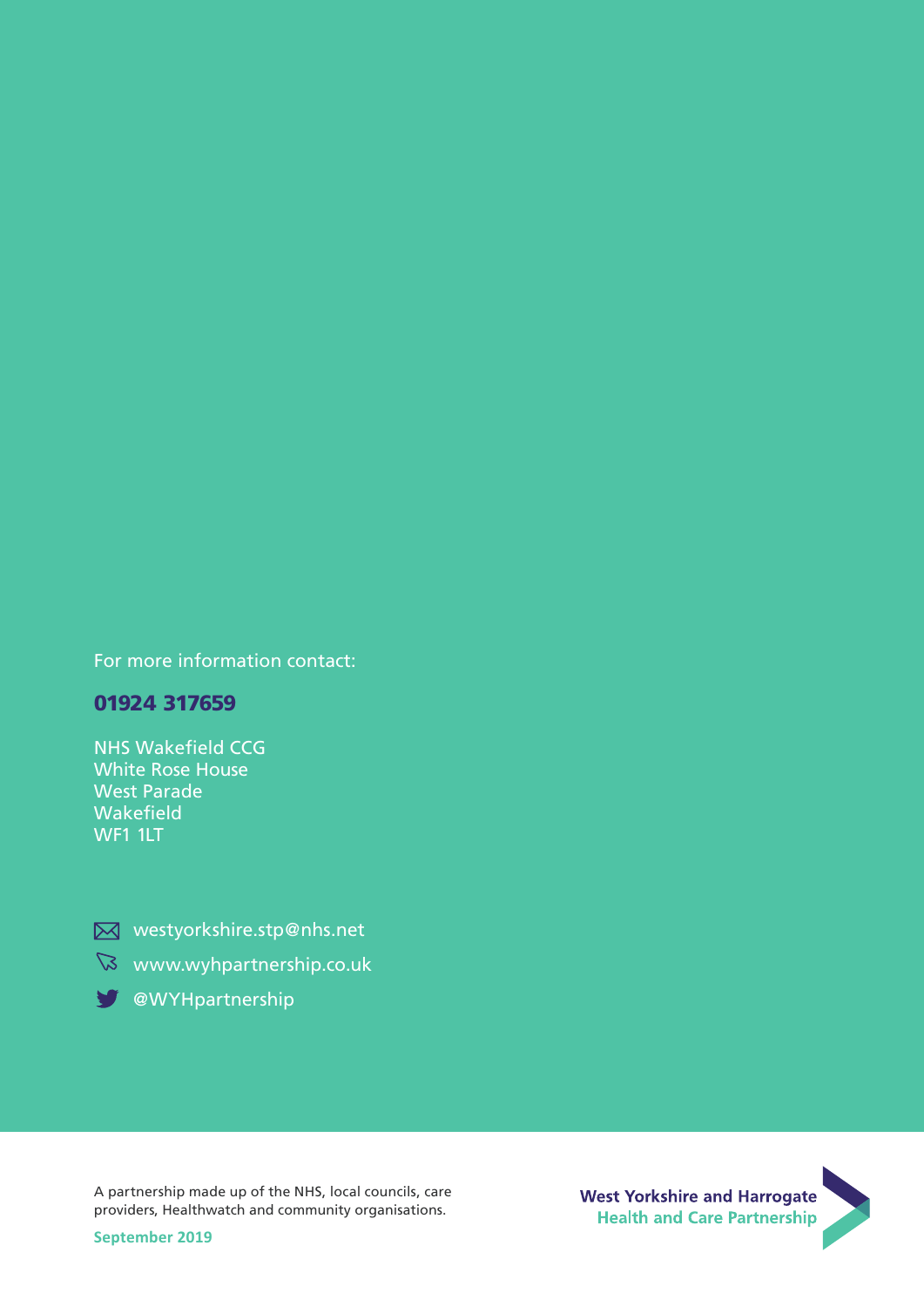For more information contact:

**01924 317659**

NHS Wakefield CCG
White Rose House
West Parade
Wakefield
WF1 1LT

westyorkshire.stp@nhs.net

www.wyhpartnership.co.uk

@WYHpartnership

A partnership made up of the NHS, local councils, care providers, Healthwatch and community organisations.

**September 2019**

**West Yorkshire and Harrogate**
**Health and Care Partnership**